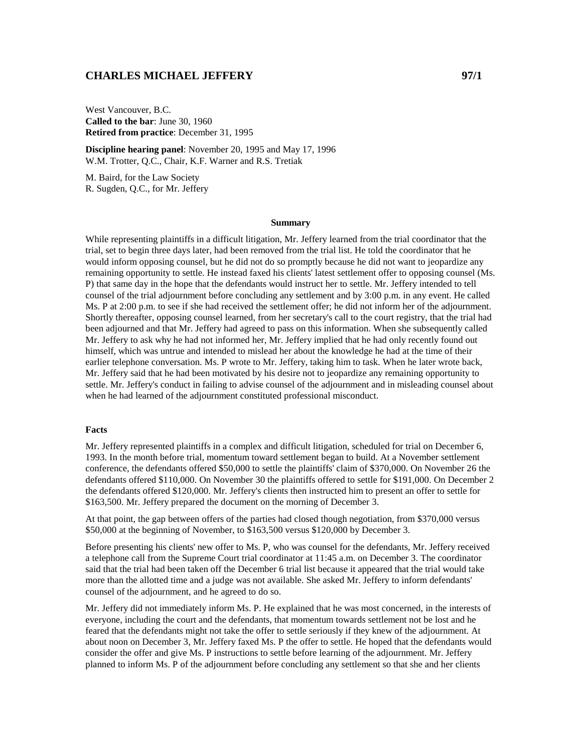# CHARLES MICHAEL JEFFERY 97/1

West Vancouver, B.C.
**Called to the bar**: June 30, 1960
**Retired from practice**: December 31, 1995

**Discipline hearing panel**: November 20, 1995 and May 17, 1996
W.M. Trotter, Q.C., Chair, K.F. Warner and R.S. Tretiak

M. Baird, for the Law Society
R. Sugden, Q.C., for Mr. Jeffery

## Summary

While representing plaintiffs in a difficult litigation, Mr. Jeffery learned from the trial coordinator that the trial, set to begin three days later, had been removed from the trial list. He told the coordinator that he would inform opposing counsel, but he did not do so promptly because he did not want to jeopardize any remaining opportunity to settle. He instead faxed his clients' latest settlement offer to opposing counsel (Ms. P) that same day in the hope that the defendants would instruct her to settle. Mr. Jeffery intended to tell counsel of the trial adjournment before concluding any settlement and by 3:00 p.m. in any event. He called Ms. P at 2:00 p.m. to see if she had received the settlement offer; he did not inform her of the adjournment. Shortly thereafter, opposing counsel learned, from her secretary's call to the court registry, that the trial had been adjourned and that Mr. Jeffery had agreed to pass on this information. When she subsequently called Mr. Jeffery to ask why he had not informed her, Mr. Jeffery implied that he had only recently found out himself, which was untrue and intended to mislead her about the knowledge he had at the time of their earlier telephone conversation. Ms. P wrote to Mr. Jeffery, taking him to task. When he later wrote back, Mr. Jeffery said that he had been motivated by his desire not to jeopardize any remaining opportunity to settle. Mr. Jeffery's conduct in failing to advise counsel of the adjournment and in misleading counsel about when he had learned of the adjournment constituted professional misconduct.

### Facts

Mr. Jeffery represented plaintiffs in a complex and difficult litigation, scheduled for trial on December 6, 1993. In the month before trial, momentum toward settlement began to build. At a November settlement conference, the defendants offered $50,000 to settle the plaintiffs' claim of $370,000. On November 26 the defendants offered $110,000. On November 30 the plaintiffs offered to settle for $191,000. On December 2 the defendants offered $120,000. Mr. Jeffery's clients then instructed him to present an offer to settle for $163,500. Mr. Jeffery prepared the document on the morning of December 3.

At that point, the gap between offers of the parties had closed though negotiation, from $370,000 versus $50,000 at the beginning of November, to $163,500 versus $120,000 by December 3.

Before presenting his clients' new offer to Ms. P, who was counsel for the defendants, Mr. Jeffery received a telephone call from the Supreme Court trial coordinator at 11:45 a.m. on December 3. The coordinator said that the trial had been taken off the December 6 trial list because it appeared that the trial would take more than the allotted time and a judge was not available. She asked Mr. Jeffery to inform defendants' counsel of the adjournment, and he agreed to do so.

Mr. Jeffery did not immediately inform Ms. P. He explained that he was most concerned, in the interests of everyone, including the court and the defendants, that momentum towards settlement not be lost and he feared that the defendants might not take the offer to settle seriously if they knew of the adjournment. At about noon on December 3, Mr. Jeffery faxed Ms. P the offer to settle. He hoped that the defendants would consider the offer and give Ms. P instructions to settle before learning of the adjournment. Mr. Jeffery planned to inform Ms. P of the adjournment before concluding any settlement so that she and her clients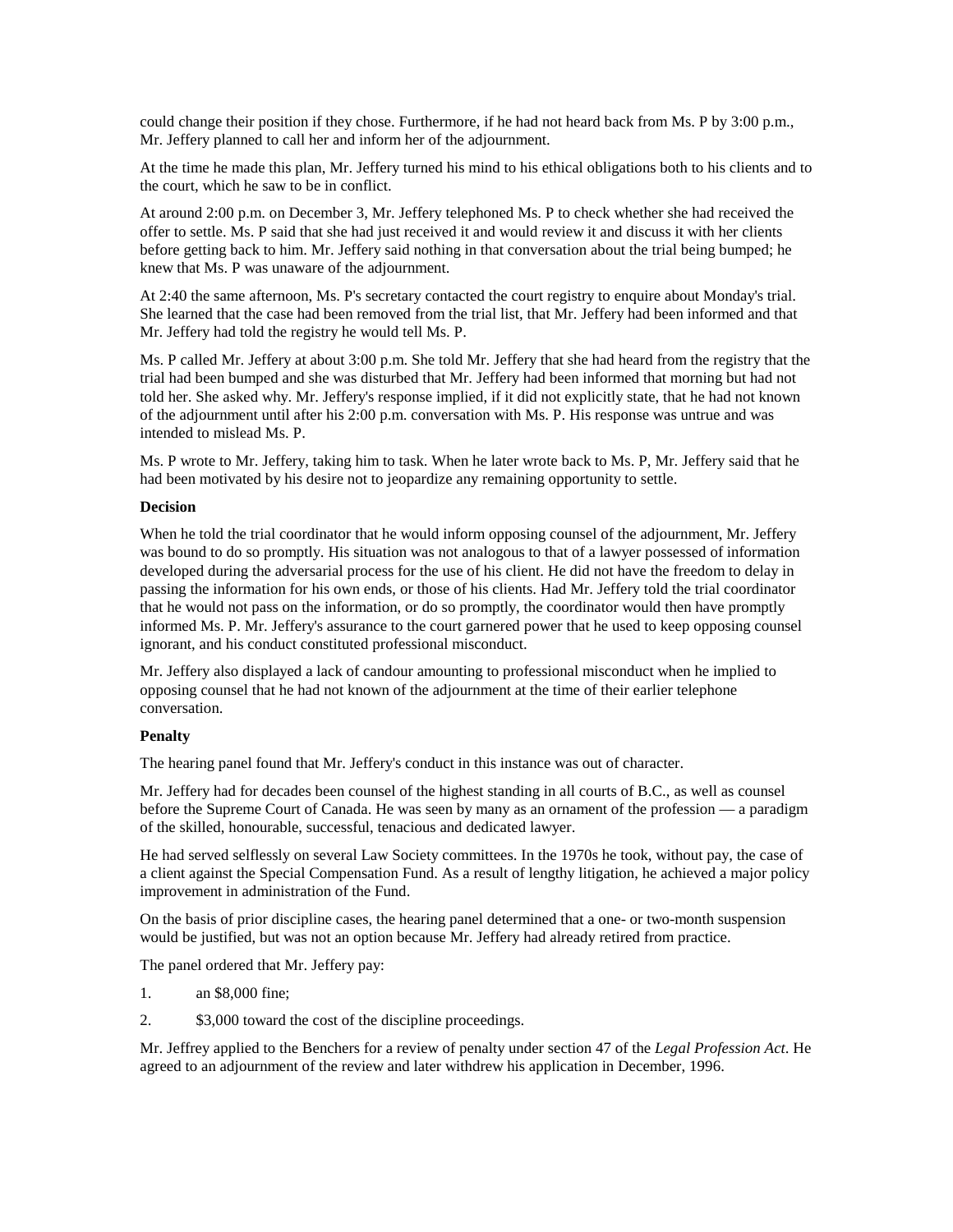could change their position if they chose. Furthermore, if he had not heard back from Ms. P by 3:00 p.m., Mr. Jeffery planned to call her and inform her of the adjournment.

At the time he made this plan, Mr. Jeffery turned his mind to his ethical obligations both to his clients and to the court, which he saw to be in conflict.

At around 2:00 p.m. on December 3, Mr. Jeffery telephoned Ms. P to check whether she had received the offer to settle. Ms. P said that she had just received it and would review it and discuss it with her clients before getting back to him. Mr. Jeffery said nothing in that conversation about the trial being bumped; he knew that Ms. P was unaware of the adjournment.

At 2:40 the same afternoon, Ms. P's secretary contacted the court registry to enquire about Monday's trial. She learned that the case had been removed from the trial list, that Mr. Jeffery had been informed and that Mr. Jeffery had told the registry he would tell Ms. P.

Ms. P called Mr. Jeffery at about 3:00 p.m. She told Mr. Jeffery that she had heard from the registry that the trial had been bumped and she was disturbed that Mr. Jeffery had been informed that morning but had not told her. She asked why. Mr. Jeffery's response implied, if it did not explicitly state, that he had not known of the adjournment until after his 2:00 p.m. conversation with Ms. P. His response was untrue and was intended to mislead Ms. P.

Ms. P wrote to Mr. Jeffery, taking him to task. When he later wrote back to Ms. P, Mr. Jeffery said that he had been motivated by his desire not to jeopardize any remaining opportunity to settle.

**Decision**

When he told the trial coordinator that he would inform opposing counsel of the adjournment, Mr. Jeffery was bound to do so promptly. His situation was not analogous to that of a lawyer possessed of information developed during the adversarial process for the use of his client. He did not have the freedom to delay in passing the information for his own ends, or those of his clients. Had Mr. Jeffery told the trial coordinator that he would not pass on the information, or do so promptly, the coordinator would then have promptly informed Ms. P. Mr. Jeffery's assurance to the court garnered power that he used to keep opposing counsel ignorant, and his conduct constituted professional misconduct.

Mr. Jeffery also displayed a lack of candour amounting to professional misconduct when he implied to opposing counsel that he had not known of the adjournment at the time of their earlier telephone conversation.

**Penalty**

The hearing panel found that Mr. Jeffery's conduct in this instance was out of character.

Mr. Jeffery had for decades been counsel of the highest standing in all courts of B.C., as well as counsel before the Supreme Court of Canada. He was seen by many as an ornament of the profession — a paradigm of the skilled, honourable, successful, tenacious and dedicated lawyer.

He had served selflessly on several Law Society committees. In the 1970s he took, without pay, the case of a client against the Special Compensation Fund. As a result of lengthy litigation, he achieved a major policy improvement in administration of the Fund.

On the basis of prior discipline cases, the hearing panel determined that a one- or two-month suspension would be justified, but was not an option because Mr. Jeffery had already retired from practice.

The panel ordered that Mr. Jeffery pay:

1. an $8,000 fine;
2. $3,000 toward the cost of the discipline proceedings.

Mr. Jeffrey applied to the Benchers for a review of penalty under section 47 of the *Legal Profession Act*. He agreed to an adjournment of the review and later withdrew his application in December, 1996.